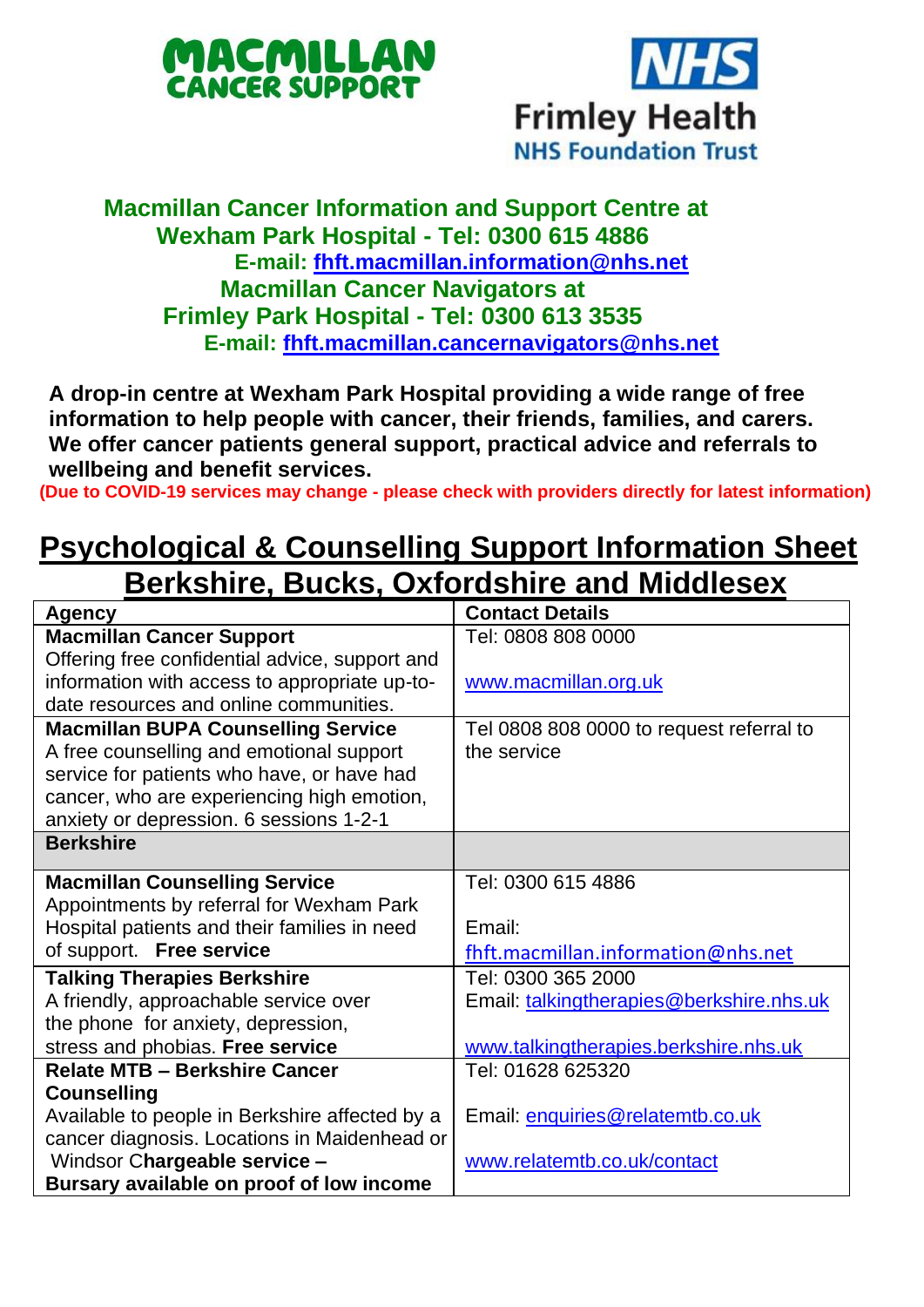**MACMILLAN CANCER SUPPORT**

**NHS Frimley Health NHS Foundation Trust**

**Macmillan Cancer Information and Support Centre at Wexham Park Hospital - Tel: 0300 615 4886**
**E-mail: fhft.macmillan.information@nhs.net**
**Macmillan Cancer Navigators at Frimley Park Hospital - Tel: 0300 613 3535**
**E-mail: fhft.macmillan.cancernavigators@nhs.net**

**A drop-in centre at Wexham Park Hospital providing a wide range of free information to help people with cancer, their friends, families, and carers. We offer cancer patients general support, practical advice and referrals to wellbeing and benefit services.**

**(Due to COVID-19 services may change - please check with providers directly for latest information)**

# Psychological & Counselling Support Information Sheet Berkshire, Bucks, Oxfordshire and Middlesex

| Agency | Contact Details |
|---|---|
| **Macmillan Cancer Support**<br>Offering free confidential advice, support and information with access to appropriate up-to-date resources and online communities. | Tel: 0808 808 0000<br><br>www.macmillan.org.uk |
| **Macmillan BUPA Counselling Service**<br>A free counselling and emotional support service for patients who have, or have had cancer, who are experiencing high emotion, anxiety or depression. 6 sessions 1-2-1 | Tel 0808 808 0000 to request referral to the service |
| **Berkshire** | |
| **Macmillan Counselling Service**<br>Appointments by referral for Wexham Park Hospital patients and their families in need of support. **Free service** | Tel: 0300 615 4886<br><br>Email:<br>fhft.macmillan.information@nhs.net |
| **Talking Therapies Berkshire**<br>A friendly, approachable service over the phone for anxiety, depression, stress and phobias. **Free service** | Tel: 0300 365 2000<br>Email: talkingtherapies@berkshire.nhs.uk<br><br>www.talkingtherapies.berkshire.nhs.uk |
| **Relate MTB – Berkshire Cancer Counselling**<br>Available to people in Berkshire affected by a cancer diagnosis. Locations in Maidenhead or Windsor C**hargeable service – Bursary available on proof of low income** | Tel: 01628 625320<br><br>Email: enquiries@relatemtb.co.uk<br><br>www.relatemtb.co.uk/contact |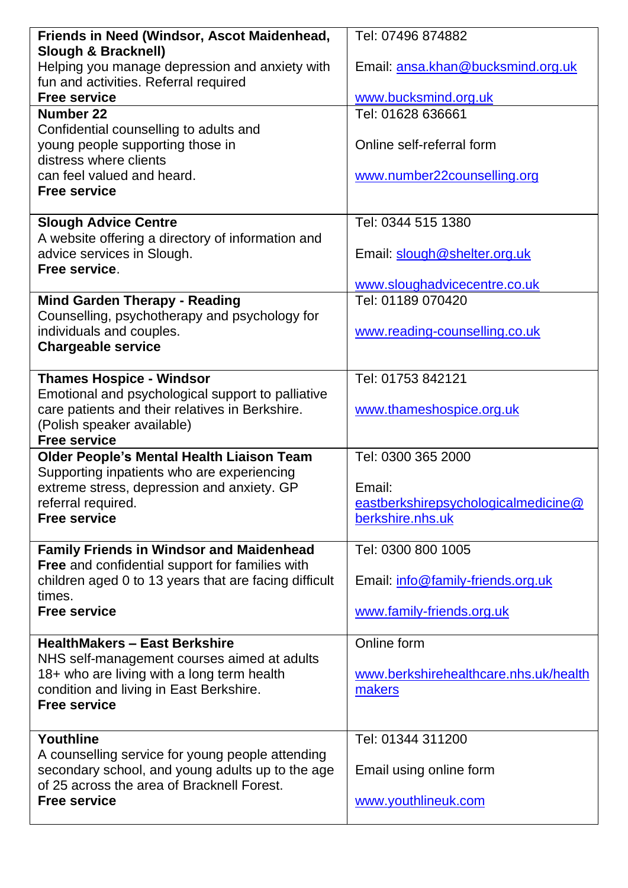| | |
|---|---|
| **Friends in Need (Windsor, Ascot Maidenhead, Slough & Bracknell)**<br>Helping you manage depression and anxiety with fun and activities. Referral required<br>**Free service** | Tel: 07496 874882<br><br>Email: ansa.khan@bucksmind.org.uk<br><br>www.bucksmind.org.uk |
| **Number 22**<br>Confidential counselling to adults and young people supporting those in distress where clients can feel valued and heard.<br>**Free service** | Tel: 01628 636661<br><br>Online self-referral form<br><br>www.number22counselling.org |
| **Slough Advice Centre**<br>A website offering a directory of information and advice services in Slough.<br>**Free service**. | Tel: 0344 515 1380<br><br>Email: slough@shelter.org.uk<br><br>www.sloughadvicecentre.co.uk |
| **Mind Garden Therapy - Reading**<br>Counselling, psychotherapy and psychology for individuals and couples.<br>**Chargeable service** | Tel: 01189 070420<br><br>www.reading-counselling.co.uk |
| **Thames Hospice - Windsor**<br>Emotional and psychological support to palliative care patients and their relatives in Berkshire. (Polish speaker available)<br>**Free service** | Tel: 01753 842121<br><br>www.thameshospice.org.uk |
| **Older People's Mental Health Liaison Team**<br>Supporting inpatients who are experiencing extreme stress, depression and anxiety. GP referral required.<br>**Free service** | Tel: 0300 365 2000<br><br>Email: eastberkshirepsychologicalmedicine@berkshire.nhs.uk |
| **Family Friends in Windsor and Maidenhead**<br>**Free** and confidential support for families with children aged 0 to 13 years that are facing difficult times.<br>**Free service** | Tel: 0300 800 1005<br><br>Email: info@family-friends.org.uk<br><br>www.family-friends.org.uk |
| **HealthMakers – East Berkshire**<br>NHS self-management courses aimed at adults 18+ who are living with a long term health condition and living in East Berkshire.<br>**Free service** | Online form<br><br>www.berkshirehealthcare.nhs.uk/healthmakers |
| **Youthline**<br>A counselling service for young people attending secondary school, and young adults up to the age of 25 across the area of Bracknell Forest.<br>**Free service** | Tel: 01344 311200<br><br>Email using online form<br><br>www.youthlineuk.com |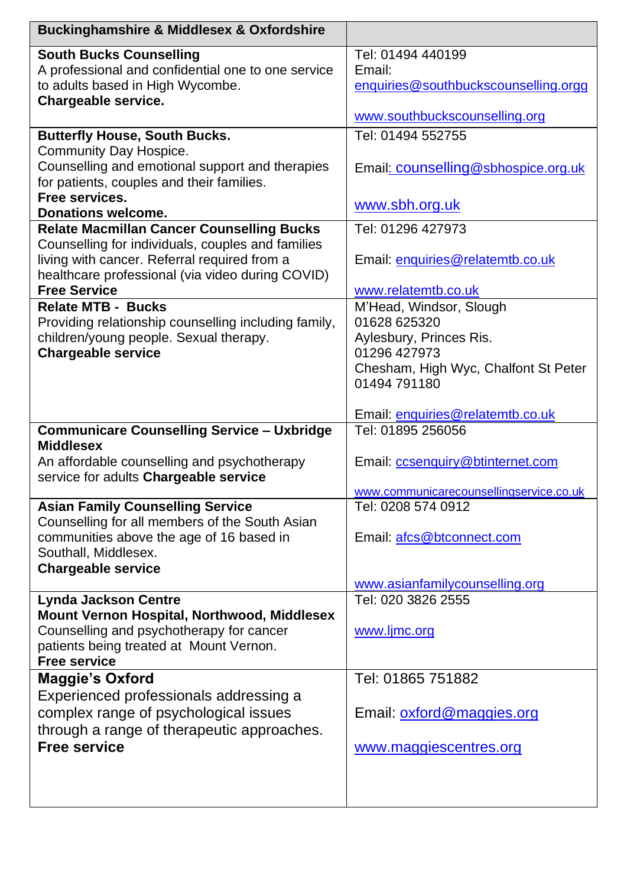| **Buckinghamshire & Middlesex & Oxfordshire** | |
|---|---|
| **South Bucks Counselling**<br>A professional and confidential one to one service to adults based in High Wycombe.<br>**Chargeable service.** | Tel: 01494 440199<br>Email: enquiries@southbuckscounselling.orgg<br><br>www.southbuckscounselling.org |
| **Butterfly House, South Bucks.**<br>Community Day Hospice.<br>Counselling and emotional support and therapies for patients, couples and their families.<br>**Free services.**<br>**Donations welcome.** | Tel: 01494 552755<br><br>Email: counselling@sbhospice.org.uk<br><br>www.sbh.org.uk |
| **Relate Macmillan Cancer Counselling Bucks**<br>Counselling for individuals, couples and families living with cancer. Referral required from a healthcare professional (via video during COVID)<br>**Free Service** | Tel: 01296 427973<br><br>Email: enquiries@relatemtb.co.uk<br><br>www.relatemtb.co.uk |
| **Relate MTB - Bucks**<br>Providing relationship counselling including family, children/young people. Sexual therapy.<br>**Chargeable service** | M'Head, Windsor, Slough<br>01628 625320<br>Aylesbury, Princes Ris.<br>01296 427973<br>Chesham, High Wyc, Chalfont St Peter<br>01494 791180<br><br>Email: enquiries@relatemtb.co.uk |
| **Communicare Counselling Service – Uxbridge Middlesex**<br>An affordable counselling and psychotherapy service for adults **Chargeable service** | Tel: 01895 256056<br><br>Email: ccsenquiry@btinternet.com<br><br>www.communicarecounsellingservice.co.uk |
| **Asian Family Counselling Service**<br>Counselling for all members of the South Asian communities above the age of 16 based in Southall, Middlesex.<br>**Chargeable service** | Tel: 0208 574 0912<br><br>Email: afcs@btconnect.com<br><br>www.asianfamilycounselling.org |
| **Lynda Jackson Centre**<br>**Mount Vernon Hospital, Northwood, Middlesex**<br>Counselling and psychotherapy for cancer patients being treated at Mount Vernon.<br>**Free service** | Tel: 020 3826 2555<br><br>www.ljmc.org |
| **Maggie's Oxford**<br>Experienced professionals addressing a complex range of psychological issues through a range of therapeutic approaches.<br>**Free service** | Tel: 01865 751882<br><br>Email: oxford@maggies.org<br><br>www.maggiescentres.org |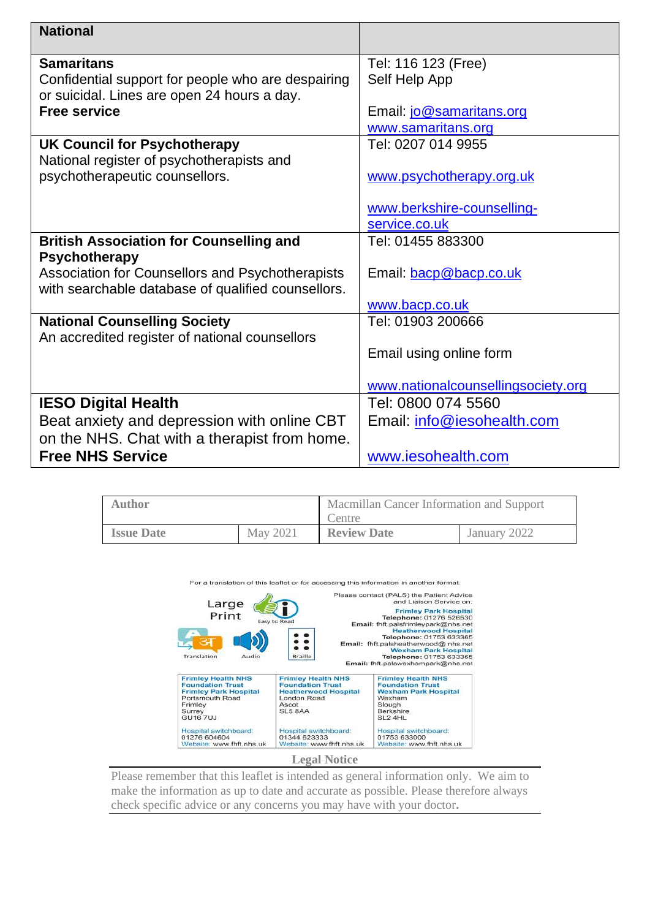| **National** | |
|---|---|
| **Samaritans**<br>Confidential support for people who are despairing or suicidal. Lines are open 24 hours a day.<br>**Free service** | Tel: 116 123 (Free)<br>Self Help App<br><br>Email: jo@samaritans.org<br>www.samaritans.org |
| **UK Council for Psychotherapy**<br>National register of psychotherapists and psychotherapeutic counsellors. | Tel: 0207 014 9955<br><br>www.psychotherapy.org.uk<br><br>www.berkshire-counselling-service.co.uk |
| **British Association for Counselling and Psychotherapy**<br>Association for Counsellors and Psychotherapists with searchable database of qualified counsellors. | Tel: 01455 883300<br><br>Email: bacp@bacp.co.uk<br><br>www.bacp.co.uk |
| **National Counselling Society**<br>An accredited register of national counsellors | Tel: 01903 200666<br><br>Email using online form<br><br>www.nationalcounsellingsociety.org |
| **IESO Digital Health**<br>Beat anxiety and depression with online CBT on the NHS. Chat with a therapist from home.<br>**Free NHS Service** | Tel: 0800 074 5560<br>Email: info@iesohealth.com<br><br>www.iesohealth.com |

| | | | |
|---|---|---|---|
| **Author** | | Macmillan Cancer Information and Support Centre | |
| **Issue Date** | May 2021 | **Review Date** | January 2022 |

For a translation of this leaflet or for accessing this information in another format:

Large Print · Easy to Read · Translation · Audio · Braille

Please contact (PALS) the Patient Advice and Liaison Service on:

**Frimley Park Hospital**
**Telephone:** 01276 526530
**Email:** fhft.palsfrimleypark@nhs.net

**Heatherwood Hospital**
**Telephone:** 01753 633365
**Email:** fhft.palsheatherwood@nhs.net

**Wexham Park Hospital**
**Telephone:** 01753 633365
**Email:** fhft.palswexhampark@nhs.net

| | | |
|---|---|---|
| **Frimley Health NHS Foundation Trust**<br>**Frimley Park Hospital**<br>Portsmouth Road<br>Frimley<br>Surrey<br>GU16 7UJ<br><br>Hospital switchboard:<br>01276 604604<br>Website: www.fhft.nhs.uk | **Frimley Health NHS Foundation Trust**<br>**Heatherwood Hospital**<br>London Road<br>Ascot<br>SL5 8AA<br><br>Hospital switchboard:<br>01344 623333<br>Website: www.fhft.nhs.uk | **Frimley Health NHS Foundation Trust**<br>**Wexham Park Hospital**<br>Wexham<br>Slough<br>Berkshire<br>SL2 4HL<br><br>Hospital switchboard:<br>01753 633000<br>Website: www.fhft.nhs.uk |

**Legal Notice**

Please remember that this leaflet is intended as general information only. We aim to make the information as up to date and accurate as possible. Please therefore always check specific advice or any concerns you may have with your doctor.